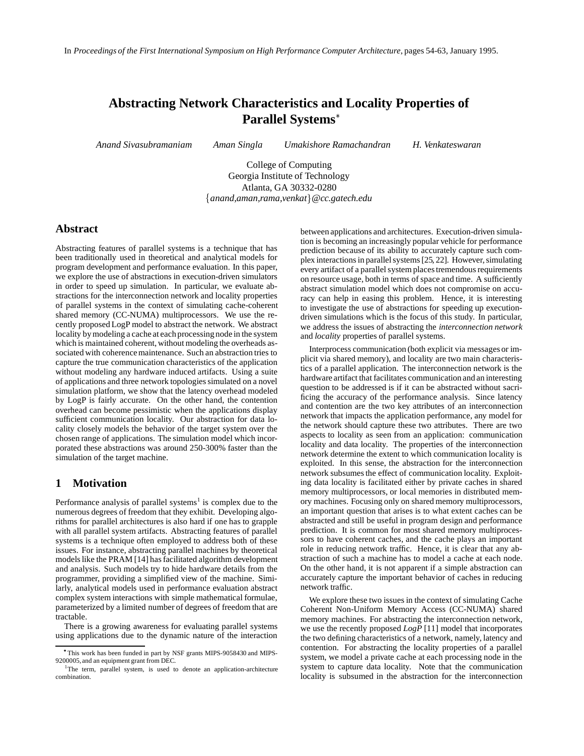In *Proceedings of the First International Symposium on High Performance Computer Architecture*, pages 54-63, January 1995.

# Abstracting Network Characteristics and Locality Properties of Parallel Systems[*]

*Anand Sivasubramaniam* *Aman Singla* *Umakishore Ramachandran* *H. Venkateswaran*

College of Computing
Georgia Institute of Technology
Atlanta, GA 30332-0280
{*anand,aman,rama,venkat*}*@cc.gatech.edu*

## Abstract

Abstracting features of parallel systems is a technique that has been traditionally used in theoretical and analytical models for program development and performance evaluation. In this paper, we explore the use of abstractions in execution-driven simulators in order to speed up simulation. In particular, we evaluate abstractions for the interconnection network and locality properties of parallel systems in the context of simulating cache-coherent shared memory (CC-NUMA) multiprocessors. We use the recently proposed LogP model to abstract the network. We abstract locality by modeling a cache at each processing node in the system which is maintained coherent, without modeling the overheads associated with coherence maintenance. Such an abstraction tries to capture the true communication characteristics of the application without modeling any hardware induced artifacts. Using a suite of applications and three network topologies simulated on a novel simulation platform, we show that the latency overhead modeled by LogP is fairly accurate. On the other hand, the contention overhead can become pessimistic when the applications display sufficient communication locality. Our abstraction for data locality closely models the behavior of the target system over the chosen range of applications. The simulation model which incorporated these abstractions was around 250-300% faster than the simulation of the target machine.

## 1 Motivation

Performance analysis of parallel systems[1] is complex due to the numerous degrees of freedom that they exhibit. Developing algorithms for parallel architectures is also hard if one has to grapple with all parallel system artifacts. Abstracting features of parallel systems is a technique often employed to address both of these issues. For instance, abstracting parallel machines by theoretical models like the PRAM [14] has facilitated algorithm development and analysis. Such models try to hide hardware details from the programmer, providing a simplified view of the machine. Similarly, analytical models used in performance evaluation abstract complex system interactions with simple mathematical formulae, parameterized by a limited number of degrees of freedom that are tractable.

There is a growing awareness for evaluating parallel systems using applications due to the dynamic nature of the interaction between applications and architectures. Execution-driven simulation is becoming an increasingly popular vehicle for performance prediction because of its ability to accurately capture such complex interactions in parallel systems [25, 22]. However, simulating every artifact of a parallel system places tremendous requirements on resource usage, both in terms of space and time. A sufficiently abstract simulation model which does not compromise on accuracy can help in easing this problem. Hence, it is interesting to investigate the use of abstractions for speeding up execution-driven simulations which is the focus of this study. In particular, we address the issues of abstracting the *interconnection network* and *locality* properties of parallel systems.

Interprocess communication (both explicit via messages or implicit via shared memory), and locality are two main characteristics of a parallel application. The interconnection network is the hardware artifact that facilitates communication and an interesting question to be addressed is if it can be abstracted without sacrificing the accuracy of the performance analysis. Since latency and contention are the two key attributes of an interconnection network that impacts the application performance, any model for the network should capture these two attributes. There are two aspects to locality as seen from an application: communication locality and data locality. The properties of the interconnection network determine the extent to which communication locality is exploited. In this sense, the abstraction for the interconnection network subsumes the effect of communication locality. Exploiting data locality is facilitated either by private caches in shared memory multiprocessors, or local memories in distributed memory machines. Focusing only on shared memory multiprocessors, an important question that arises is to what extent caches can be abstracted and still be useful in program design and performance prediction. It is common for most shared memory multiprocessors to have coherent caches, and the cache plays an important role in reducing network traffic. Hence, it is clear that any abstraction of such a machine has to model a cache at each node. On the other hand, it is not apparent if a simple abstraction can accurately capture the important behavior of caches in reducing network traffic.

We explore these two issues in the context of simulating Cache Coherent Non-Uniform Memory Access (CC-NUMA) shared memory machines. For abstracting the interconnection network, we use the recently proposed *LogP* [11] model that incorporates the two defining characteristics of a network, namely, latency and contention. For abstracting the locality properties of a parallel system, we model a private cache at each processing node in the system to capture data locality. Note that the communication locality is subsumed in the abstraction for the interconnection

[*] This work has been funded in part by NSF grants MIPS-9058430 and MIPS-9200005, and an equipment grant from DEC.

[1] The term, parallel system, is used to denote an application-architecture combination.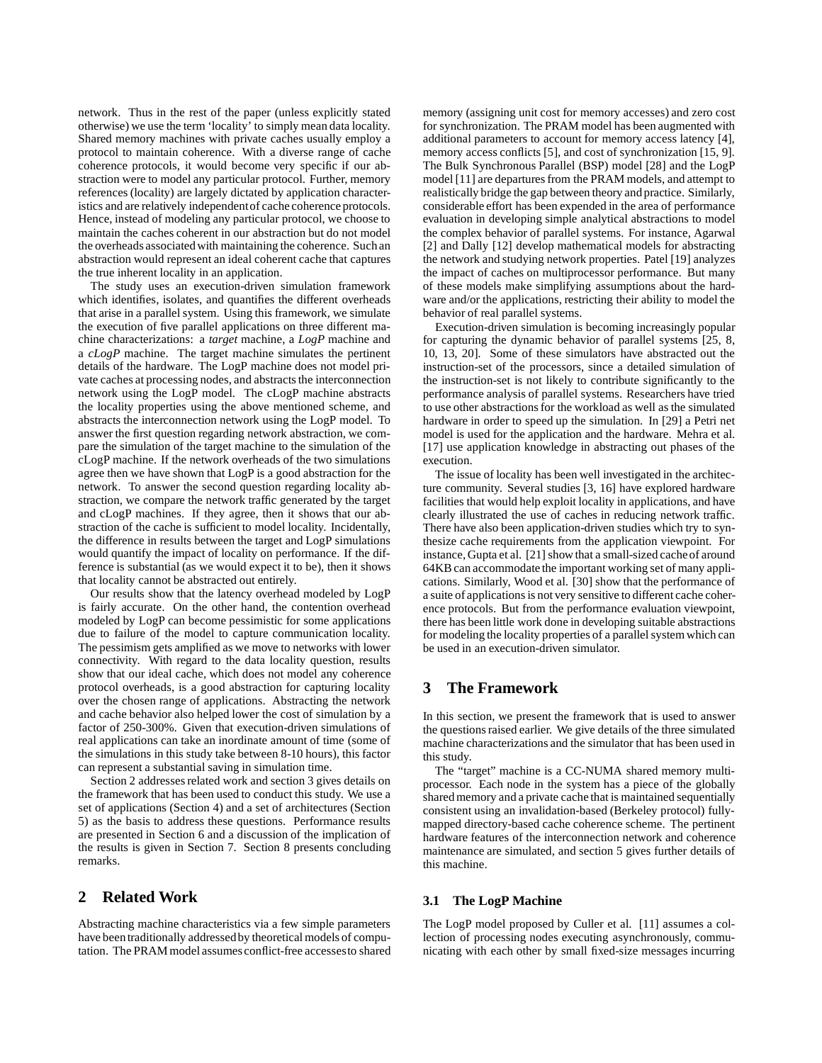network. Thus in the rest of the paper (unless explicitly stated otherwise) we use the term 'locality' to simply mean data locality. Shared memory machines with private caches usually employ a protocol to maintain coherence. With a diverse range of cache coherence protocols, it would become very specific if our abstraction were to model any particular protocol. Further, memory references (locality) are largely dictated by application characteristics and are relatively independent of cache coherence protocols. Hence, instead of modeling any particular protocol, we choose to maintain the caches coherent in our abstraction but do not model the overheads associated with maintaining the coherence. Such an abstraction would represent an ideal coherent cache that captures the true inherent locality in an application.

The study uses an execution-driven simulation framework which identifies, isolates, and quantifies the different overheads that arise in a parallel system. Using this framework, we simulate the execution of five parallel applications on three different machine characterizations: a *target* machine, a *LogP* machine and a *cLogP* machine. The target machine simulates the pertinent details of the hardware. The LogP machine does not model private caches at processing nodes, and abstracts the interconnection network using the LogP model. The cLogP machine abstracts the locality properties using the above mentioned scheme, and abstracts the interconnection network using the LogP model. To answer the first question regarding network abstraction, we compare the simulation of the target machine to the simulation of the cLogP machine. If the network overheads of the two simulations agree then we have shown that LogP is a good abstraction for the network. To answer the second question regarding locality abstraction, we compare the network traffic generated by the target and cLogP machines. If they agree, then it shows that our abstraction of the cache is sufficient to model locality. Incidentally, the difference in results between the target and LogP simulations would quantify the impact of locality on performance. If the difference is substantial (as we would expect it to be), then it shows that locality cannot be abstracted out entirely.

Our results show that the latency overhead modeled by LogP is fairly accurate. On the other hand, the contention overhead modeled by LogP can become pessimistic for some applications due to failure of the model to capture communication locality. The pessimism gets amplified as we move to networks with lower connectivity. With regard to the data locality question, results show that our ideal cache, which does not model any coherence protocol overheads, is a good abstraction for capturing locality over the chosen range of applications. Abstracting the network and cache behavior also helped lower the cost of simulation by a factor of 250-300%. Given that execution-driven simulations of real applications can take an inordinate amount of time (some of the simulations in this study take between 8-10 hours), this factor can represent a substantial saving in simulation time.

Section 2 addresses related work and section 3 gives details on the framework that has been used to conduct this study. We use a set of applications (Section 4) and a set of architectures (Section 5) as the basis to address these questions. Performance results are presented in Section 6 and a discussion of the implication of the results is given in Section 7. Section 8 presents concluding remarks.

## 2 Related Work

Abstracting machine characteristics via a few simple parameters have been traditionally addressed by theoretical models of computation. The PRAM model assumes conflict-free accesses to shared memory (assigning unit cost for memory accesses) and zero cost for synchronization. The PRAM model has been augmented with additional parameters to account for memory access latency [4], memory access conflicts [5], and cost of synchronization [15, 9]. The Bulk Synchronous Parallel (BSP) model [28] and the LogP model [11] are departures from the PRAM models, and attempt to realistically bridge the gap between theory and practice. Similarly, considerable effort has been expended in the area of performance evaluation in developing simple analytical abstractions to model the complex behavior of parallel systems. For instance, Agarwal [2] and Dally [12] develop mathematical models for abstracting the network and studying network properties. Patel [19] analyzes the impact of caches on multiprocessor performance. But many of these models make simplifying assumptions about the hardware and/or the applications, restricting their ability to model the behavior of real parallel systems.

Execution-driven simulation is becoming increasingly popular for capturing the dynamic behavior of parallel systems [25, 8, 10, 13, 20]. Some of these simulators have abstracted out the instruction-set of the processors, since a detailed simulation of the instruction-set is not likely to contribute significantly to the performance analysis of parallel systems. Researchers have tried to use other abstractions for the workload as well as the simulated hardware in order to speed up the simulation. In [29] a Petri net model is used for the application and the hardware. Mehra et al. [17] use application knowledge in abstracting out phases of the execution.

The issue of locality has been well investigated in the architecture community. Several studies [3, 16] have explored hardware facilities that would help exploit locality in applications, and have clearly illustrated the use of caches in reducing network traffic. There have also been application-driven studies which try to synthesize cache requirements from the application viewpoint. For instance, Gupta et al. [21] show that a small-sized cache of around 64KB can accommodate the important working set of many applications. Similarly, Wood et al. [30] show that the performance of a suite of applications is not very sensitive to different cache coherence protocols. But from the performance evaluation viewpoint, there has been little work done in developing suitable abstractions for modeling the locality properties of a parallel system which can be used in an execution-driven simulator.

## 3 The Framework

In this section, we present the framework that is used to answer the questions raised earlier. We give details of the three simulated machine characterizations and the simulator that has been used in this study.

The "target" machine is a CC-NUMA shared memory multiprocessor. Each node in the system has a piece of the globally shared memory and a private cache that is maintained sequentially consistent using an invalidation-based (Berkeley protocol) fully-mapped directory-based cache coherence scheme. The pertinent hardware features of the interconnection network and coherence maintenance are simulated, and section 5 gives further details of this machine.

### 3.1 The LogP Machine

The LogP model proposed by Culler et al. [11] assumes a collection of processing nodes executing asynchronously, communicating with each other by small fixed-size messages incurring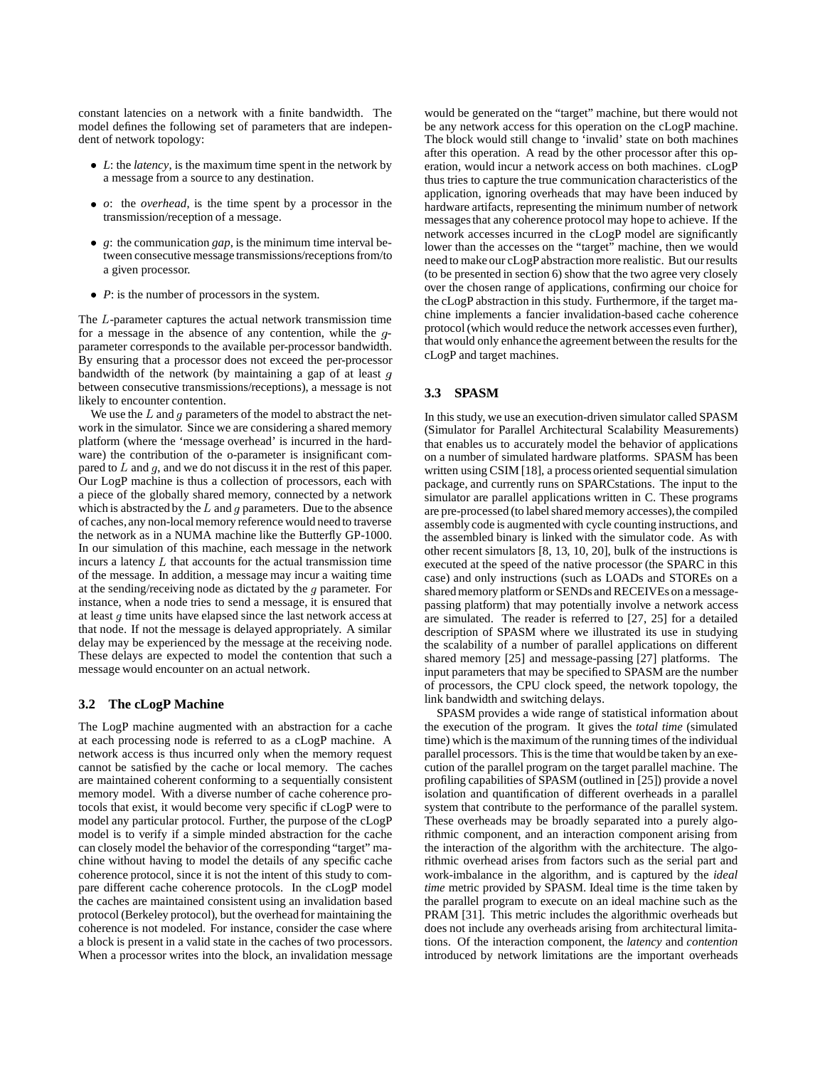constant latencies on a network with a finite bandwidth. The model defines the following set of parameters that are independent of network topology:

- $L$: the *latency*, is the maximum time spent in the network by a message from a source to any destination.
- $o$: the *overhead*, is the time spent by a processor in the transmission/reception of a message.
- $g$: the communication *gap*, is the minimum time interval between consecutive message transmissions/receptions from/to a given processor.
- $P$: is the number of processors in the system.

The $L$-parameter captures the actual network transmission time for a message in the absence of any contention, while the $g$-parameter corresponds to the available per-processor bandwidth. By ensuring that a processor does not exceed the per-processor bandwidth of the network (by maintaining a gap of at least $g$ between consecutive transmissions/receptions), a message is not likely to encounter contention.

We use the $L$ and $g$ parameters of the model to abstract the network in the simulator. Since we are considering a shared memory platform (where the 'message overhead' is incurred in the hardware) the contribution of the o-parameter is insignificant compared to $L$ and $g$, and we do not discuss it in the rest of this paper. Our LogP machine is thus a collection of processors, each with a piece of the globally shared memory, connected by a network which is abstracted by the $L$ and $g$ parameters. Due to the absence of caches, any non-local memory reference would need to traverse the network as in a NUMA machine like the Butterfly GP-1000. In our simulation of this machine, each message in the network incurs a latency $L$ that accounts for the actual transmission time of the message. In addition, a message may incur a waiting time at the sending/receiving node as dictated by the $g$ parameter. For instance, when a node tries to send a message, it is ensured that at least $g$ time units have elapsed since the last network access at that node. If not the message is delayed appropriately. A similar delay may be experienced by the message at the receiving node. These delays are expected to model the contention that such a message would encounter on an actual network.

### 3.2 The cLogP Machine

The LogP machine augmented with an abstraction for a cache at each processing node is referred to as a cLogP machine. A network access is thus incurred only when the memory request cannot be satisfied by the cache or local memory. The caches are maintained coherent conforming to a sequentially consistent memory model. With a diverse number of cache coherence protocols that exist, it would become very specific if cLogP were to model any particular protocol. Further, the purpose of the cLogP model is to verify if a simple minded abstraction for the cache can closely model the behavior of the corresponding "target" machine without having to model the details of any specific cache coherence protocol, since it is not the intent of this study to compare different cache coherence protocols. In the cLogP model the caches are maintained consistent using an invalidation based protocol (Berkeley protocol), but the overhead for maintaining the coherence is not modeled. For instance, consider the case where a block is present in a valid state in the caches of two processors. When a processor writes into the block, an invalidation message would be generated on the "target" machine, but there would not be any network access for this operation on the cLogP machine. The block would still change to 'invalid' state on both machines after this operation. A read by the other processor after this operation, would incur a network access on both machines. cLogP thus tries to capture the true communication characteristics of the application, ignoring overheads that may have been induced by hardware artifacts, representing the minimum number of network messages that any coherence protocol may hope to achieve. If the network accesses incurred in the cLogP model are significantly lower than the accesses on the "target" machine, then we would need to make our cLogP abstraction more realistic. But our results (to be presented in section 6) show that the two agree very closely over the chosen range of applications, confirming our choice for the cLogP abstraction in this study. Furthermore, if the target machine implements a fancier invalidation-based cache coherence protocol (which would reduce the network accesses even further), that would only enhance the agreement between the results for the cLogP and target machines.

### 3.3 SPASM

In this study, we use an execution-driven simulator called SPASM (Simulator for Parallel Architectural Scalability Measurements) that enables us to accurately model the behavior of applications on a number of simulated hardware platforms. SPASM has been written using CSIM [18], a process oriented sequential simulation package, and currently runs on SPARCstations. The input to the simulator are parallel applications written in C. These programs are pre-processed (to label shared memory accesses), the compiled assembly code is augmented with cycle counting instructions, and the assembled binary is linked with the simulator code. As with other recent simulators [8, 13, 10, 20], bulk of the instructions is executed at the speed of the native processor (the SPARC in this case) and only instructions (such as LOADs and STOREs on a shared memory platform or SENDs and RECEIVEs on a message-passing platform) that may potentially involve a network access are simulated. The reader is referred to [27, 25] for a detailed description of SPASM where we illustrated its use in studying the scalability of a number of parallel applications on different shared memory [25] and message-passing [27] platforms. The input parameters that may be specified to SPASM are the number of processors, the CPU clock speed, the network topology, the link bandwidth and switching delays.

SPASM provides a wide range of statistical information about the execution of the program. It gives the *total time* (simulated time) which is the maximum of the running times of the individual parallel processors. This is the time that would be taken by an execution of the parallel program on the target parallel machine. The profiling capabilities of SPASM (outlined in [25]) provide a novel isolation and quantification of different overheads in a parallel system that contribute to the performance of the parallel system. These overheads may be broadly separated into a purely algorithmic component, and an interaction component arising from the interaction of the algorithm with the architecture. The algorithmic overhead arises from factors such as the serial part and work-imbalance in the algorithm, and is captured by the *ideal time* metric provided by SPASM. Ideal time is the time taken by the parallel program to execute on an ideal machine such as the PRAM [31]. This metric includes the algorithmic overheads but does not include any overheads arising from architectural limitations. Of the interaction component, the *latency* and *contention* introduced by network limitations are the important overheads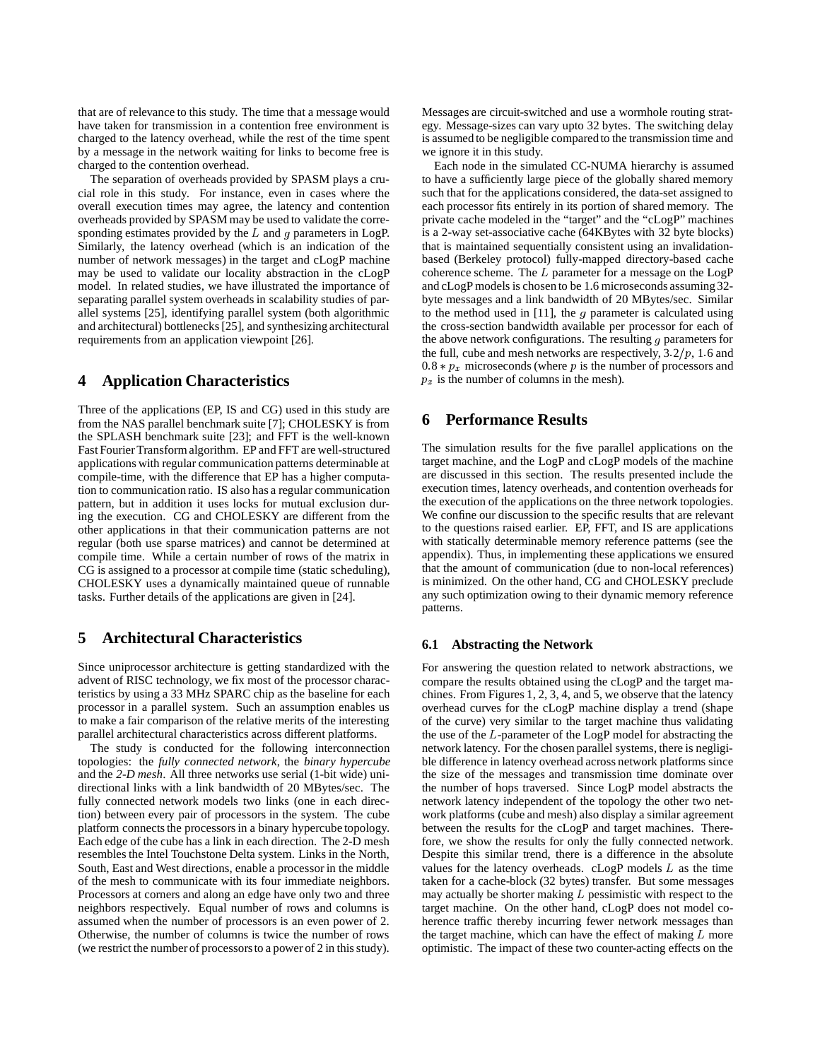that are of relevance to this study. The time that a message would have taken for transmission in a contention free environment is charged to the latency overhead, while the rest of the time spent by a message in the network waiting for links to become free is charged to the contention overhead.

The separation of overheads provided by SPASM plays a crucial role in this study. For instance, even in cases where the overall execution times may agree, the latency and contention overheads provided by SPASM may be used to validate the corresponding estimates provided by the $L$ and $g$ parameters in LogP. Similarly, the latency overhead (which is an indication of the number of network messages) in the target and cLogP machine may be used to validate our locality abstraction in the cLogP model. In related studies, we have illustrated the importance of separating parallel system overheads in scalability studies of parallel systems [25], identifying parallel system (both algorithmic and architectural) bottlenecks [25], and synthesizing architectural requirements from an application viewpoint [26].

## 4 Application Characteristics

Three of the applications (EP, IS and CG) used in this study are from the NAS parallel benchmark suite [7]; CHOLESKY is from the SPLASH benchmark suite [23]; and FFT is the well-known Fast Fourier Transform algorithm. EP and FFT are well-structured applications with regular communication patterns determinable at compile-time, with the difference that EP has a higher computation to communication ratio. IS also has a regular communication pattern, but in addition it uses locks for mutual exclusion during the execution. CG and CHOLESKY are different from the other applications in that their communication patterns are not regular (both use sparse matrices) and cannot be determined at compile time. While a certain number of rows of the matrix in CG is assigned to a processor at compile time (static scheduling), CHOLESKY uses a dynamically maintained queue of runnable tasks. Further details of the applications are given in [24].

## 5 Architectural Characteristics

Since uniprocessor architecture is getting standardized with the advent of RISC technology, we fix most of the processor characteristics by using a 33 MHz SPARC chip as the baseline for each processor in a parallel system. Such an assumption enables us to make a fair comparison of the relative merits of the interesting parallel architectural characteristics across different platforms.

The study is conducted for the following interconnection topologies: the *fully connected network*, the *binary hypercube* and the *2-D mesh*. All three networks use serial (1-bit wide) unidirectional links with a link bandwidth of 20 MBytes/sec. The fully connected network models two links (one in each direction) between every pair of processors in the system. The cube platform connects the processors in a binary hypercube topology. Each edge of the cube has a link in each direction. The 2-D mesh resembles the Intel Touchstone Delta system. Links in the North, South, East and West directions, enable a processor in the middle of the mesh to communicate with its four immediate neighbors. Processors at corners and along an edge have only two and three neighbors respectively. Equal number of rows and columns is assumed when the number of processors is an even power of 2. Otherwise, the number of columns is twice the number of rows (we restrict the number of processors to a power of 2 in this study). Messages are circuit-switched and use a wormhole routing strategy. Message-sizes can vary upto 32 bytes. The switching delay is assumed to be negligible compared to the transmission time and we ignore it in this study.

Each node in the simulated CC-NUMA hierarchy is assumed to have a sufficiently large piece of the globally shared memory such that for the applications considered, the data-set assigned to each processor fits entirely in its portion of shared memory. The private cache modeled in the "target" and the "cLogP" machines is a 2-way set-associative cache (64KBytes with 32 byte blocks) that is maintained sequentially consistent using an invalidation-based (Berkeley protocol) fully-mapped directory-based cache coherence scheme. The $L$ parameter for a message on the LogP and cLogP models is chosen to be 1.6 microseconds assuming 32-byte messages and a link bandwidth of 20 MBytes/sec. Similar to the method used in [11], the $g$ parameter is calculated using the cross-section network bandwidth available per processor for each of the above network configurations. The resulting $g$ parameters for the full, cube and mesh networks are respectively, $3.2/p$, 1.6 and $0.8 * p_x$ microseconds (where $p$ is the number of processors and $p_x$ is the number of columns in the mesh).

## 6 Performance Results

The simulation results for the five parallel applications on the target machine, and the LogP and cLogP models of the machine are discussed in this section. The results presented include the execution times, latency overheads, and contention overheads for the execution of the applications on the three network topologies. We confine our discussion to the specific results that are relevant to the questions raised earlier. EP, FFT, and IS are applications with statically determinable memory reference patterns (see the appendix). Thus, in implementing these applications we ensured that the amount of communication (due to non-local references) is minimized. On the other hand, CG and CHOLESKY preclude any such optimization owing to their dynamic memory reference patterns.

### 6.1 Abstracting the Network

For answering the question related to network abstractions, we compare the results obtained using the cLogP and the target machines. From Figures 1, 2, 3, 4, and 5, we observe that the latency overhead curves for the cLogP machine display a trend (shape of the curve) very similar to the target machine thus validating the use of the $L$-parameter of the LogP model for abstracting the network latency. For the chosen parallel systems, there is negligible difference in latency overhead across network platforms since the size of the messages and transmission time dominate over the number of hops traversed. Since LogP model abstracts the network latency independent of the topology the other two network platforms (cube and mesh) also display a similar agreement between the results for the cLogP and target machines. Therefore, we show the results for only the fully connected network. Despite this similar trend, there is a difference in the absolute values for the latency overheads. cLogP models $L$ as the time taken for a cache-block (32 bytes) transfer. But some messages may actually be shorter making $L$ pessimistic with respect to the target machine. On the other hand, cLogP does not model coherence traffic thereby incurring fewer network messages than the target machine, which can have the effect of making $L$ more optimistic. The impact of these two counter-acting effects on the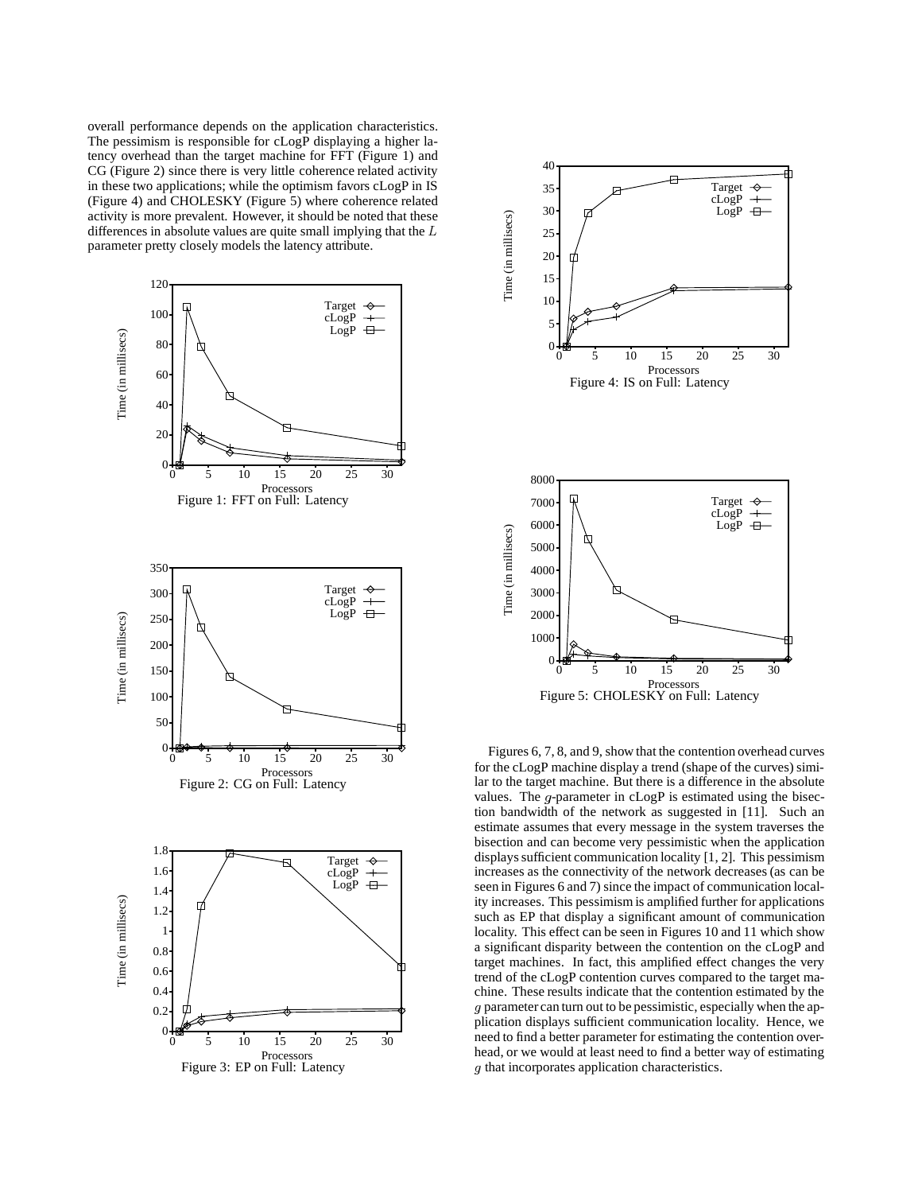overall performance depends on the application characteristics. The pessimism is responsible for cLogP displaying a higher latency overhead than the target machine for FFT (Figure 1) and CG (Figure 2) since there is very little coherence related activity in these two applications; while the optimism favors cLogP in IS (Figure 4) and CHOLESKY (Figure 5) where coherence related activity is more prevalent. However, it should be noted that these differences in absolute values are quite small implying that the $L$ parameter pretty closely models the latency attribute.

Figure 1: FFT on Full: Latency

Figure 2: CG on Full: Latency

Figure 3: EP on Full: Latency

Figure 4: IS on Full: Latency

Figure 5: CHOLESKY on Full: Latency

Figures 6, 7, 8, and 9, show that the contention overhead curves for the cLogP machine display a trend (shape of the curves) similar to the target machine. But there is a difference in the absolute values. The $g$-parameter in cLogP is estimated using the bisection bandwidth of the network as suggested in [11]. Such an estimate assumes that every message in the system traverses the bisection and can become very pessimistic when the application displays sufficient communication locality [1, 2]. This pessimism increases as the connectivity of the network decreases (as can be seen in Figures 6 and 7) since the impact of communication locality increases. This pessimism is amplified further for applications such as EP that display a significant amount of communication locality. This effect can be seen in Figures 10 and 11 which show a significant disparity between the contention on the cLogP and target machines. In fact, this amplified effect changes the very trend of the cLogP contention curves compared to the target machine. These results indicate that the contention estimated by the $g$ parameter can turn out to be pessimistic, especially when the application displays sufficient communication locality. Hence, we need to find a better parameter for estimating the contention overhead, or we would at least need to find a better way of estimating $g$ that incorporates application characteristics.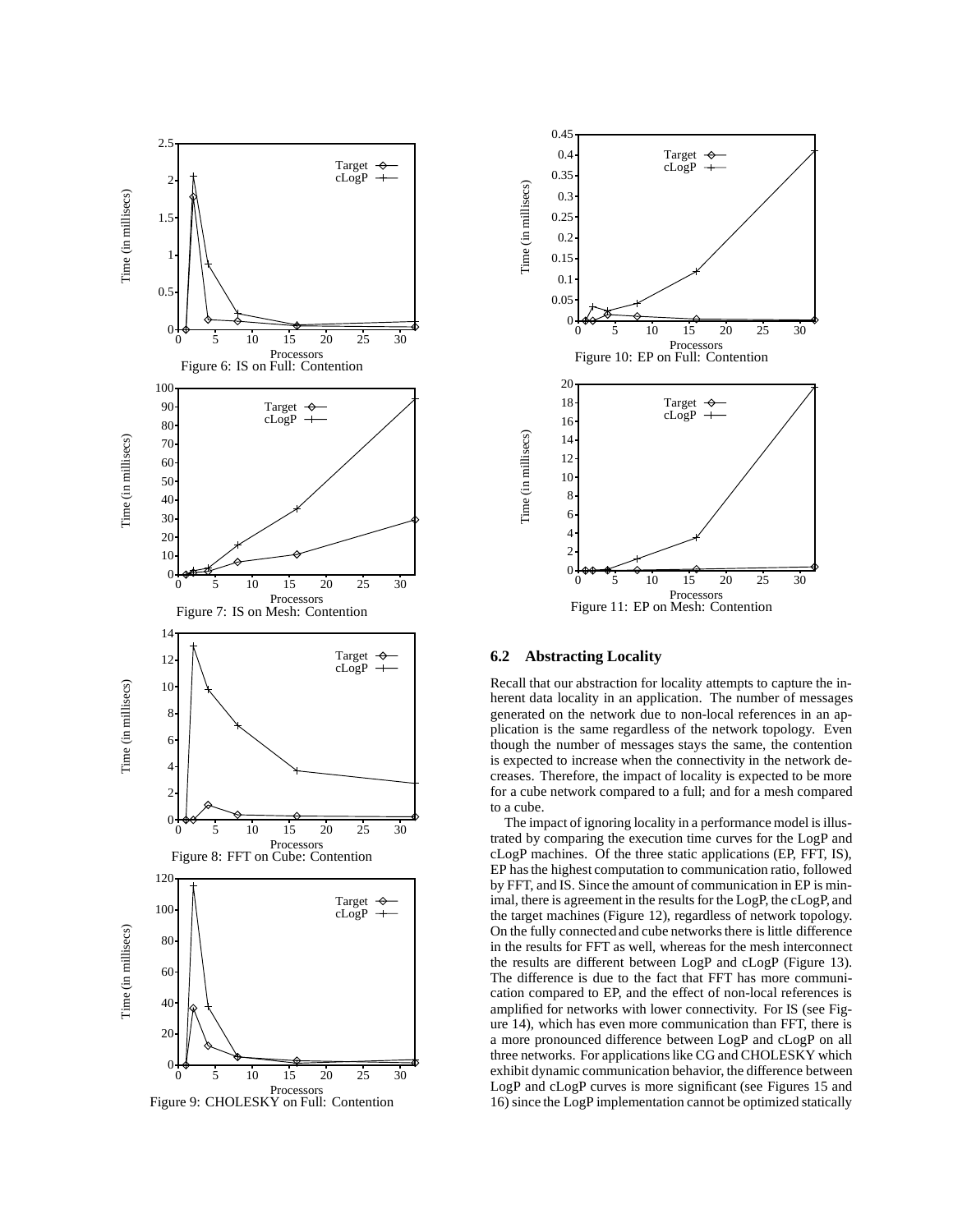Figure 6: IS on Full: Contention

Figure 7: IS on Mesh: Contention

Figure 8: FFT on Cube: Contention

Figure 9: CHOLESKY on Full: Contention

Figure 10: EP on Full: Contention

Figure 11: EP on Mesh: Contention

### 6.2 Abstracting Locality

Recall that our abstraction for locality attempts to capture the inherent data locality in an application. The number of messages generated on the network due to non-local references in an application is the same regardless of the network topology. Even though the number of messages stays the same, the contention is expected to increase when the connectivity in the network decreases. Therefore, the impact of locality is expected to be more for a cube network compared to a full; and for a mesh compared to a cube.

The impact of ignoring locality in a performance model is illustrated by comparing the execution time curves for the LogP and cLogP machines. Of the three static applications (EP, FFT, IS), EP has the highest computation to communication ratio, followed by FFT, and IS. Since the amount of communication in EP is minimal, there is agreement in the results for the LogP, the cLogP, and the target machines (Figure 12), regardless of network topology. On the fully connected and cube networks there is little difference in the results for FFT as well, whereas for the mesh interconnect the results are different between LogP and cLogP (Figure 13). The difference is due to the fact that FFT has more communication compared to EP, and the effect of non-local references is amplified for networks with lower connectivity. For IS (see Figure 14), which has even more communication than FFT, there is a more pronounced difference between LogP and cLogP on all three networks. For applications like CG and CHOLESKY which exhibit dynamic communication behavior, the difference between LogP and cLogP curves is more significant (see Figures 15 and 16) since the LogP implementation cannot be optimized statically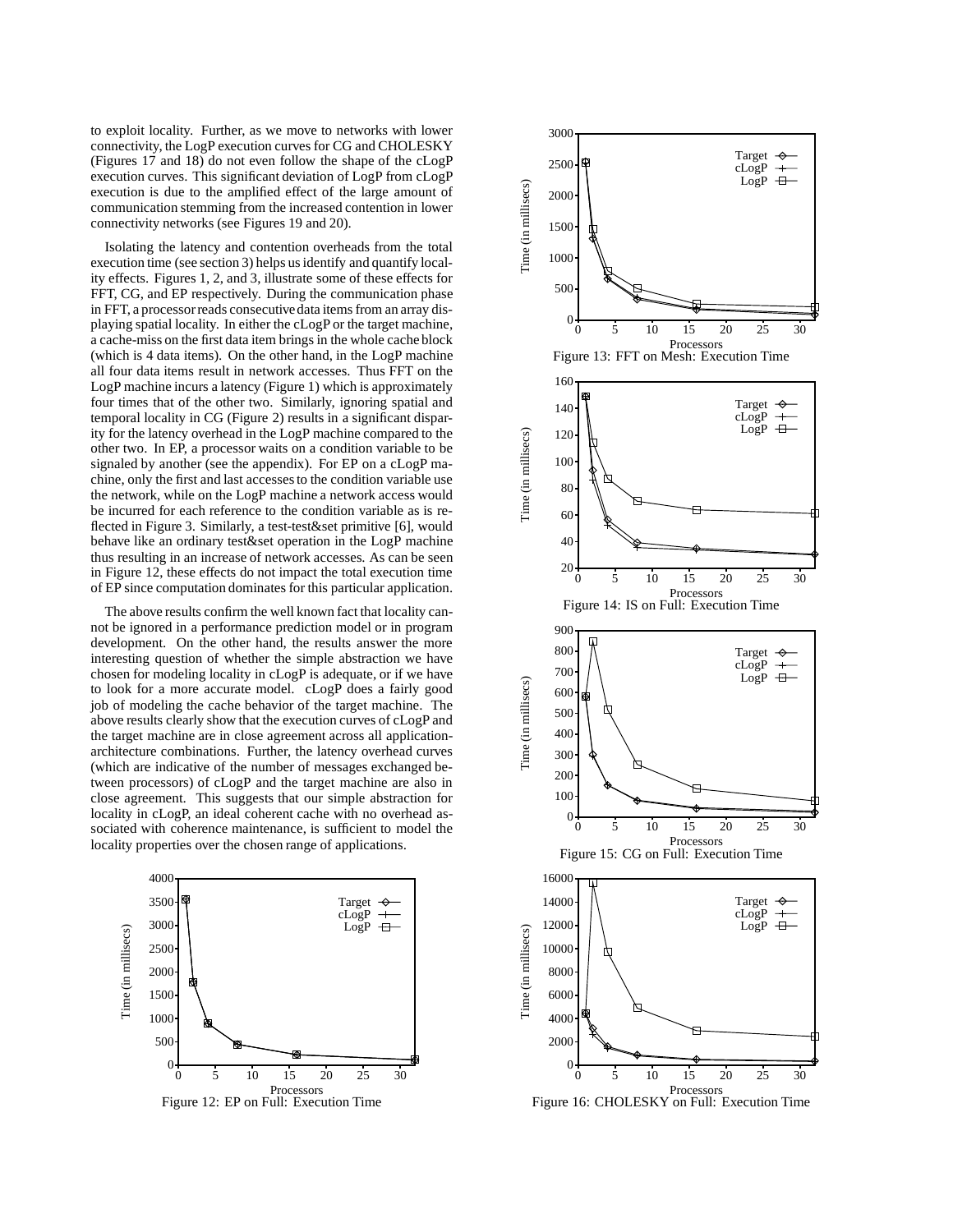to exploit locality. Further, as we move to networks with lower connectivity, the LogP execution curves for CG and CHOLESKY (Figures 17 and 18) do not even follow the shape of the cLogP execution curves. This significant deviation of LogP from cLogP execution is due to the amplified effect of the large amount of communication stemming from the increased contention in lower connectivity networks (see Figures 19 and 20).

Isolating the latency and contention overheads from the total execution time (see section 3) helps us identify and quantify locality effects. Figures 1, 2, and 3, illustrate some of these effects for FFT, CG, and EP respectively. During the communication phase in FFT, a processor reads consecutive data items from an array displaying spatial locality. In either the cLogP or the target machine, a cache-miss on the first data item brings in the whole cache block (which is 4 data items). On the other hand, in the LogP machine all four data items result in network accesses. Thus FFT on the LogP machine incurs a latency (Figure 1) which is approximately four times that of the other two. Similarly, ignoring spatial and temporal locality in CG (Figure 2) results in a significant disparity for the latency overhead in the LogP machine compared to the other two. In EP, a processor waits on a condition variable to be signaled by another (see the appendix). For EP on a cLogP machine, only the first and last accesses to the condition variable use the network, while on the LogP machine a network access would be incurred for each reference to the condition variable as is reflected in Figure 3. Similarly, a test-test&set primitive [6], would behave like an ordinary test&set operation in the LogP machine thus resulting in an increase of network accesses. As can be seen in Figure 12, these effects do not impact the total execution time of EP since computation dominates for this particular application.

The above results confirm the well known fact that locality cannot be ignored in a performance prediction model or in program development. On the other hand, the results answer the more interesting question of whether the simple abstraction we have chosen for modeling locality in cLogP is adequate, or if we have to look for a more accurate model. cLogP does a fairly good job of modeling the cache behavior of the target machine. The above results clearly show that the execution curves of cLogP and the target machine are in close agreement across all application-architecture combinations. Further, the latency overhead curves (which are indicative of the number of messages exchanged between processors) of cLogP and the target machine are also in close agreement. This suggests that our simple abstraction for locality in cLogP, an ideal coherent cache with no overhead associated with coherence maintenance, is sufficient to model the locality properties over the chosen range of applications.

Figure 12: EP on Full: Execution Time

Figure 13: FFT on Mesh: Execution Time

Figure 14: IS on Full: Execution Time

Figure 15: CG on Full: Execution Time

Figure 16: CHOLESKY on Full: Execution Time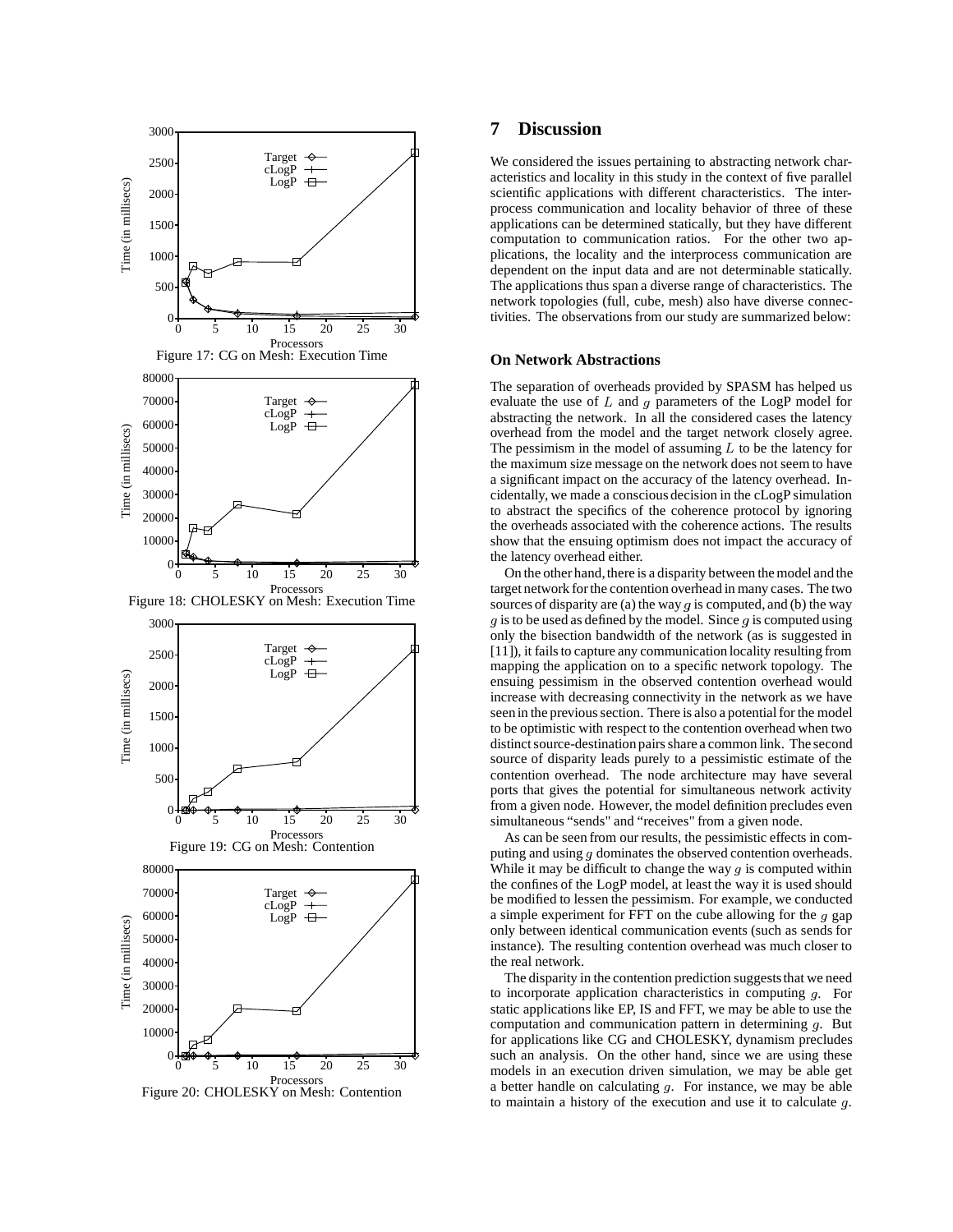Figure 17: CG on Mesh: Execution Time

Figure 18: CHOLESKY on Mesh: Execution Time

Figure 19: CG on Mesh: Contention

Figure 20: CHOLESKY on Mesh: Contention

## 7 Discussion

We considered the issues pertaining to abstracting network characteristics and locality in this study in the context of five parallel scientific applications with different characteristics. The interprocess communication and locality behavior of three of these applications can be determined statically, but they have different computation to communication ratios. For the other two applications, the locality and the interprocess communication are dependent on the input data and are not determinable statically. The applications thus span a diverse range of characteristics. The network topologies (full, cube, mesh) also have diverse connectivities. The observations from our study are summarized below:

### On Network Abstractions

The separation of overheads provided by SPASM has helped us evaluate the use of $L$ and $g$ parameters of the LogP model for abstracting the network. In all the considered cases the latency overhead from the model and the target network closely agree. The pessimism in the model of assuming $L$ to be the latency for the maximum size message on the network does not seem to have a significant impact on the accuracy of the latency overhead. Incidentally, we made a conscious decision in the cLogP simulation to abstract the specifics of the coherence protocol by ignoring the overheads associated with the coherence actions. The results show that the ensuing optimism does not impact the accuracy of the latency overhead either.

On the other hand, there is a disparity between the model and the target network for the contention overhead in many cases. The two sources of disparity are (a) the way $g$ is computed, and (b) the way $g$ is to be used as defined by the model. Since $g$ is computed using only the bisection bandwidth of the network (as is suggested in [11]), it fails to capture any communication locality resulting from mapping the application on to a specific network topology. The ensuing pessimism in the observed contention overhead would increase with decreasing connectivity in the network as we have seen in the previous section. There is also a potential for the model to be optimistic with respect to the contention overhead when two distinct source-destination pairs share a common link. The second source of disparity leads purely to a pessimistic estimate of the contention overhead. The node architecture may have several ports that gives the potential for simultaneous network activity from a given node. However, the model definition precludes even simultaneous "sends" and "receives" from a given node.

As can be seen from our results, the pessimistic effects in computing and using $g$ dominates the observed contention overheads. While it may be difficult to change the way $g$ is computed within the confines of the LogP model, at least the way it is used should be modified to lessen the pessimism. For example, we conducted a simple experiment for FFT on the cube allowing for the $g$ gap only between identical communication events (such as sends for instance). The resulting contention overhead was much closer to the real network.

The disparity in the contention prediction suggests that we need to incorporate application characteristics in computing $g$. For static applications like EP, IS and FFT, we may be able to use the computation and communication pattern in determining $g$. But for applications like CG and CHOLESKY, dynamism precludes such an analysis. On the other hand, since we are using these models in an execution driven simulation, we may be able get a better handle on calculating $g$. For instance, we may be able to maintain a history of the execution and use it to calculate $g$.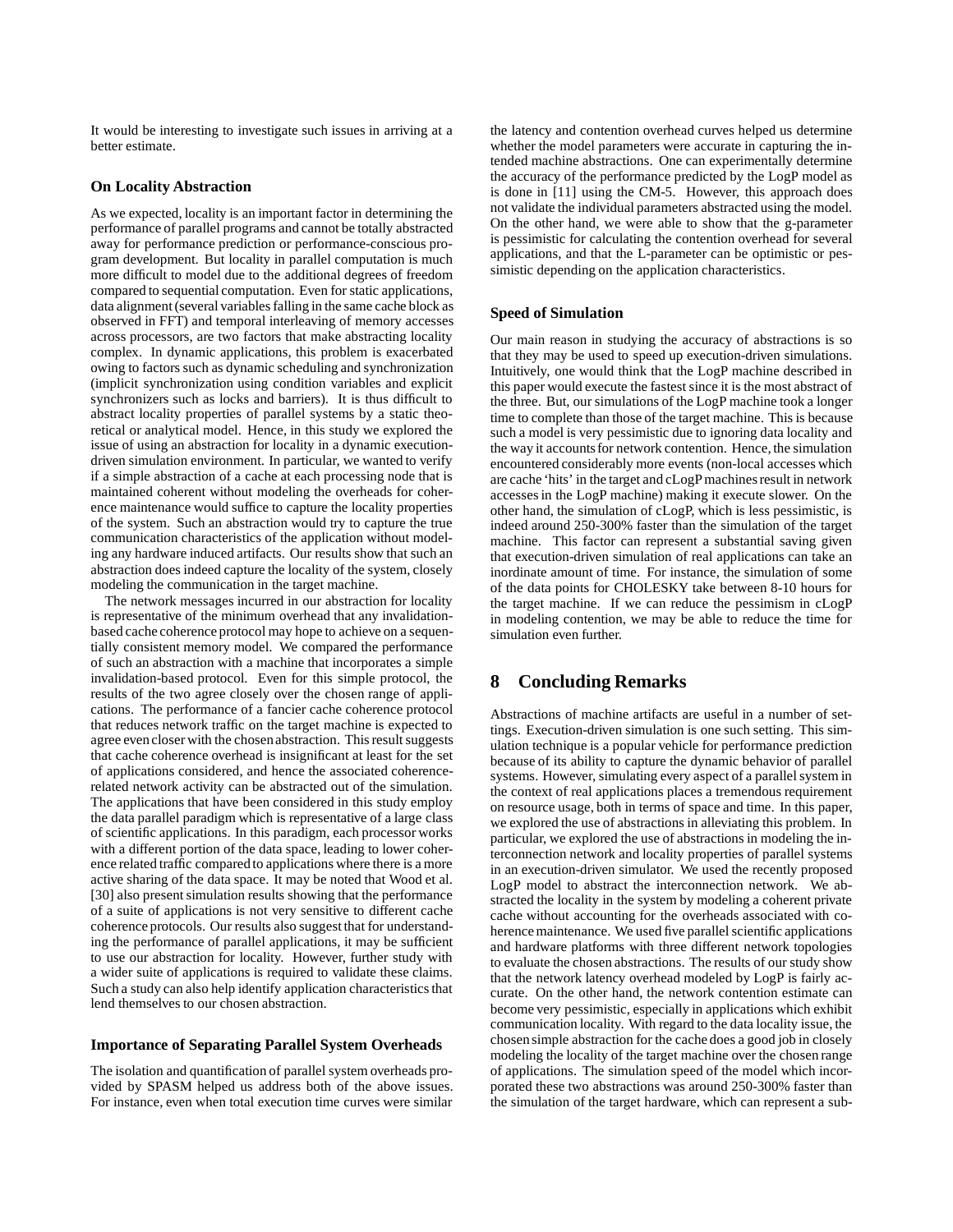It would be interesting to investigate such issues in arriving at a better estimate.

### On Locality Abstraction

As we expected, locality is an important factor in determining the performance of parallel programs and cannot be totally abstracted away for performance prediction or performance-conscious program development. But locality in parallel computation is much more difficult to model due to the additional degrees of freedom compared to sequential computation. Even for static applications, data alignment (several variables falling in the same cache block as observed in FFT) and temporal interleaving of memory accesses across processors, are two factors that make abstracting locality complex. In dynamic applications, this problem is exacerbated owing to factors such as dynamic scheduling and synchronization (implicit synchronization using condition variables and explicit synchronizers such as locks and barriers). It is thus difficult to abstract locality properties of parallel systems by a static theoretical or analytical model. Hence, in this study we explored the issue of using an abstraction for locality in a dynamic execution-driven simulation environment. In particular, we wanted to verify if a simple abstraction of a cache at each processing node that is maintained coherent without modeling the overheads for coherence maintenance would suffice to capture the locality properties of the system. Such an abstraction would try to capture the true communication characteristics of the application without modeling any hardware induced artifacts. Our results show that such an abstraction does indeed capture the locality of the system, closely modeling the communication in the target machine.

The network messages incurred in our abstraction for locality is representative of the minimum overhead that any invalidation-based cache coherence protocol may hope to achieve on a sequentially consistent memory model. We compared the performance of such an abstraction with a machine that incorporates a simple invalidation-based protocol. Even for this simple protocol, the results of the two agree closely over the chosen range of applications. The performance of a fancier cache coherence protocol that reduces network traffic on the target machine is expected to agree even closer with the chosen abstraction. This result suggests that cache coherence overhead is insignificant at least for the set of applications considered, and hence the associated coherence-related network activity can be abstracted out of the simulation. The applications that have been considered in this study employ the data parallel paradigm which is representative of a large class of scientific applications. In this paradigm, each processor works with a different portion of the data space, leading to lower coherence related traffic compared to applications where there is a more active sharing of the data space. It may be noted that Wood et al. [30] also present simulation results showing that the performance of a suite of applications is not very sensitive to different cache coherence protocols. Our results also suggest that for understanding the performance of parallel applications, it may be sufficient to use our abstraction for locality. However, further study with a wider suite of applications is required to validate these claims. Such a study can also help identify application characteristics that lend themselves to our chosen abstraction.

### Importance of Separating Parallel System Overheads

The isolation and quantification of parallel system overheads provided by SPASM helped us address both of the above issues. For instance, even when total execution time curves were similar the latency and contention overhead curves helped us determine whether the model parameters were accurate in capturing the intended machine abstractions. One can experimentally determine the accuracy of the performance predicted by the LogP model as is done in [11] using the CM-5. However, this approach does not validate the individual parameters abstracted using the model. On the other hand, we were able to show that the g-parameter is pessimistic for calculating the contention overhead for several applications, and that the L-parameter can be optimistic or pessimistic depending on the application characteristics.

### Speed of Simulation

Our main reason in studying the accuracy of abstractions is so that they may be used to speed up execution-driven simulations. Intuitively, one would think that the LogP machine described in this paper would execute the fastest since it is the most abstract of the three. But, our simulations of the LogP machine took a longer time to complete than those of the target machine. This is because such a model is very pessimistic due to ignoring data locality and the way it accounts for network contention. Hence, the simulation encountered considerably more events (non-local accesses which are cache 'hits' in the target and cLogP machines result in network accesses in the LogP machine) making it execute slower. On the other hand, the simulation of cLogP, which is less pessimistic, is indeed around 250-300% faster than the simulation of the target machine. This factor can represent a substantial saving given that execution-driven simulation of real applications can take an inordinate amount of time. For instance, the simulation of some of the data points for CHOLESKY take between 8-10 hours for the target machine. If we can reduce the pessimism in cLogP in modeling contention, we may be able to reduce the time for simulation even further.

## 8 Concluding Remarks

Abstractions of machine artifacts are useful in a number of settings. Execution-driven simulation is one such setting. This simulation technique is a popular vehicle for performance prediction because of its ability to capture the dynamic behavior of parallel systems. However, simulating every aspect of a parallel system in the context of real applications places a tremendous requirement on resource usage, both in terms of space and time. In this paper, we explored the use of abstractions in alleviating this problem. In particular, we explored the use of abstractions in modeling the interconnection network and locality properties of parallel systems in an execution-driven simulator. We used the recently proposed LogP model to abstract the interconnection network. We abstracted the locality in the system by modeling a coherent private cache without accounting for the overheads associated with coherence maintenance. We used five parallel scientific applications and hardware platforms with three different network topologies to evaluate the chosen abstractions. The results of our study show that the network latency overhead modeled by LogP is fairly accurate. On the other hand, the network contention estimate can become very pessimistic, especially in applications which exhibit communication locality. With regard to the data locality issue, the chosen simple abstraction for the cache does a good job in closely modeling the locality of the target machine over the chosen range of applications. The simulation speed of the model which incorporated these two abstractions was around 250-300% faster than the simulation of the target hardware, which can represent a sub-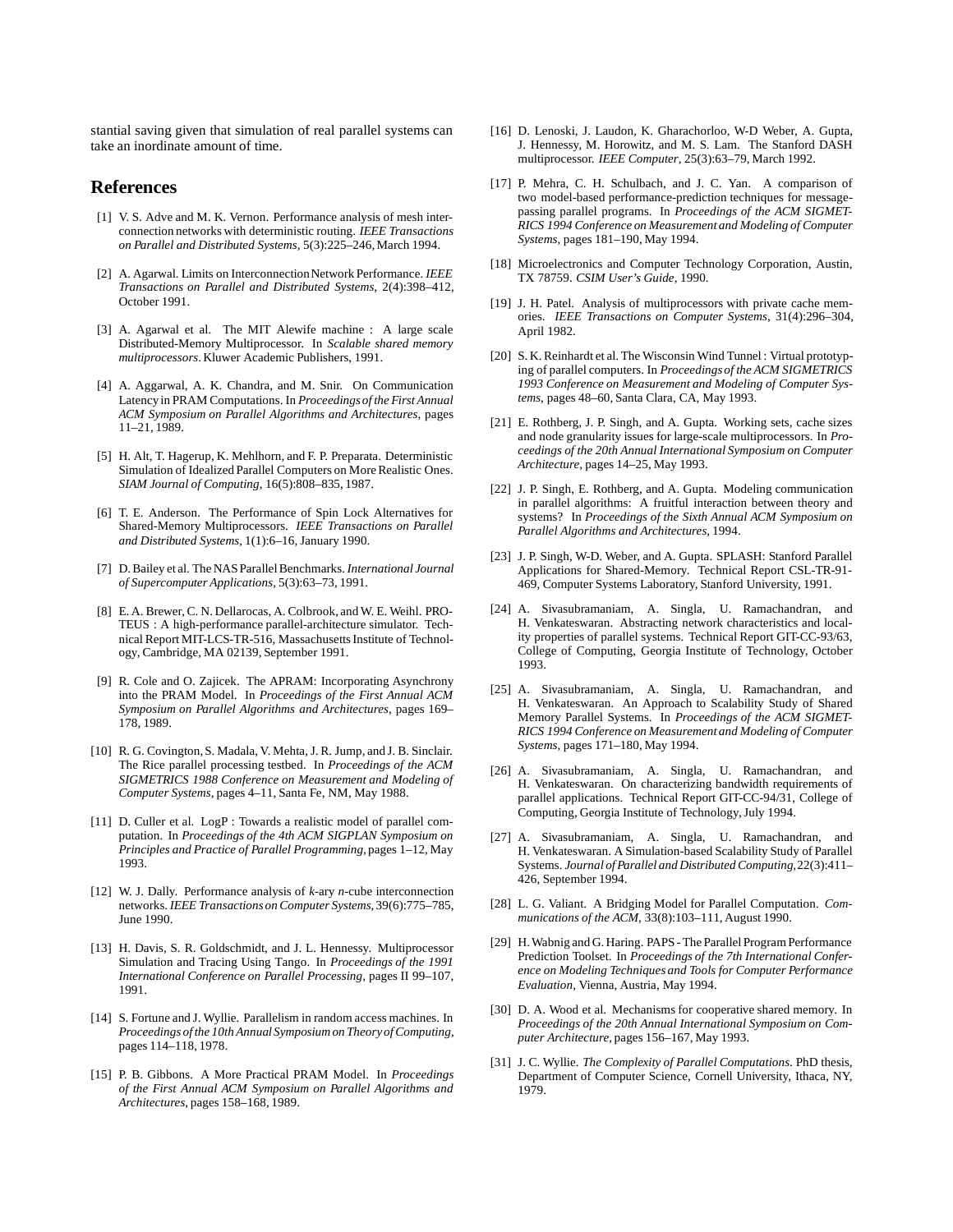stantial saving given that simulation of real parallel systems can take an inordinate amount of time.

## References

[1] V. S. Adve and M. K. Vernon. Performance analysis of mesh interconnection networks with deterministic routing. *IEEE Transactions on Parallel and Distributed Systems*, 5(3):225–246, March 1994.

[2] A. Agarwal. Limits on Interconnection Network Performance. *IEEE Transactions on Parallel and Distributed Systems*, 2(4):398–412, October 1991.

[3] A. Agarwal et al. The MIT Alewife machine : A large scale Distributed-Memory Multiprocessor. In *Scalable shared memory multiprocessors*. Kluwer Academic Publishers, 1991.

[4] A. Aggarwal, A. K. Chandra, and M. Snir. On Communication Latency in PRAM Computations. In *Proceedings of the First Annual ACM Symposium on Parallel Algorithms and Architectures*, pages 11–21, 1989.

[5] H. Alt, T. Hagerup, K. Mehlhorn, and F. P. Preparata. Deterministic Simulation of Idealized Parallel Computers on More Realistic Ones. *SIAM Journal of Computing*, 16(5):808–835, 1987.

[6] T. E. Anderson. The Performance of Spin Lock Alternatives for Shared-Memory Multiprocessors. *IEEE Transactions on Parallel and Distributed Systems*, 1(1):6–16, January 1990.

[7] D. Bailey et al. The NAS Parallel Benchmarks. *International Journal of Supercomputer Applications*, 5(3):63–73, 1991.

[8] E. A. Brewer, C. N. Dellarocas, A. Colbrook, and W. E. Weihl. PROTEUS : A high-performance parallel-architecture simulator. Technical Report MIT-LCS-TR-516, Massachusetts Institute of Technology, Cambridge, MA 02139, September 1991.

[9] R. Cole and O. Zajicek. The APRAM: Incorporating Asynchrony into the PRAM Model. In *Proceedings of the First Annual ACM Symposium on Parallel Algorithms and Architectures*, pages 169–178, 1989.

[10] R. G. Covington, S. Madala, V. Mehta, J. R. Jump, and J. B. Sinclair. The Rice parallel processing testbed. In *Proceedings of the ACM SIGMETRICS 1988 Conference on Measurement and Modeling of Computer Systems*, pages 4–11, Santa Fe, NM, May 1988.

[11] D. Culler et al. LogP : Towards a realistic model of parallel computation. In *Proceedings of the 4th ACM SIGPLAN Symposium on Principles and Practice of Parallel Programming*, pages 1–12, May 1993.

[12] W. J. Dally. Performance analysis of *k*-ary *n*-cube interconnection networks. *IEEE Transactions on Computer Systems*, 39(6):775–785, June 1990.

[13] H. Davis, S. R. Goldschmidt, and J. L. Hennessy. Multiprocessor Simulation and Tracing Using Tango. In *Proceedings of the 1991 International Conference on Parallel Processing*, pages II 99–107, 1991.

[14] S. Fortune and J. Wyllie. Parallelism in random access machines. In *Proceedings of the 10th Annual Symposium on Theory of Computing*, pages 114–118, 1978.

[15] P. B. Gibbons. A More Practical PRAM Model. In *Proceedings of the First Annual ACM Symposium on Parallel Algorithms and Architectures*, pages 158–168, 1989.

[16] D. Lenoski, J. Laudon, K. Gharachorloo, W-D Weber, A. Gupta, J. Hennessy, M. Horowitz, and M. S. Lam. The Stanford DASH multiprocessor. *IEEE Computer*, 25(3):63–79, March 1992.

[17] P. Mehra, C. H. Schulbach, and J. C. Yan. A comparison of two model-based performance-prediction techniques for message-passing parallel programs. In *Proceedings of the ACM SIGMETRICS 1994 Conference on Measurement and Modeling of Computer Systems*, pages 181–190, May 1994.

[18] Microelectronics and Computer Technology Corporation, Austin, TX 78759. *CSIM User's Guide*, 1990.

[19] J. H. Patel. Analysis of multiprocessors with private cache memories. *IEEE Transactions on Computer Systems*, 31(4):296–304, April 1982.

[20] S. K. Reinhardt et al. The Wisconsin Wind Tunnel : Virtual prototyping of parallel computers. In *Proceedings of the ACM SIGMETRICS 1993 Conference on Measurement and Modeling of Computer Systems*, pages 48–60, Santa Clara, CA, May 1993.

[21] E. Rothberg, J. P. Singh, and A. Gupta. Working sets, cache sizes and node granularity issues for large-scale multiprocessors. In *Proceedings of the 20th Annual International Symposium on Computer Architecture*, pages 14–25, May 1993.

[22] J. P. Singh, E. Rothberg, and A. Gupta. Modeling communication in parallel algorithms: A fruitful interaction between theory and systems? In *Proceedings of the Sixth Annual ACM Symposium on Parallel Algorithms and Architectures*, 1994.

[23] J. P. Singh, W-D. Weber, and A. Gupta. SPLASH: Stanford Parallel Applications for Shared-Memory. Technical Report CSL-TR-91-469, Computer Systems Laboratory, Stanford University, 1991.

[24] A. Sivasubramaniam, A. Singla, U. Ramachandran, and H. Venkateswaran. Abstracting network characteristics and locality properties of parallel systems. Technical Report GIT-CC-93/63, College of Computing, Georgia Institute of Technology, October 1993.

[25] A. Sivasubramaniam, A. Singla, U. Ramachandran, and H. Venkateswaran. An Approach to Scalability Study of Shared Memory Parallel Systems. In *Proceedings of the ACM SIGMETRICS 1994 Conference on Measurement and Modeling of Computer Systems*, pages 171–180, May 1994.

[26] A. Sivasubramaniam, A. Singla, U. Ramachandran, and H. Venkateswaran. On characterizing bandwidth requirements of parallel applications. Technical Report GIT-CC-94/31, College of Computing, Georgia Institute of Technology, July 1994.

[27] A. Sivasubramaniam, A. Singla, U. Ramachandran, and H. Venkateswaran. A Simulation-based Scalability Study of Parallel Systems. *Journal of Parallel and Distributed Computing*, 22(3):411–426, September 1994.

[28] L. G. Valiant. A Bridging Model for Parallel Computation. *Communications of the ACM*, 33(8):103–111, August 1990.

[29] H. Wabnig and G. Haring. PAPS - The Parallel Program Performance Prediction Toolset. In *Proceedings of the 7th International Conference on Modeling Techniques and Tools for Computer Performance Evaluation*, Vienna, Austria, May 1994.

[30] D. A. Wood et al. Mechanisms for cooperative shared memory. In *Proceedings of the 20th Annual International Symposium on Computer Architecture*, pages 156–167, May 1993.

[31] J. C. Wyllie. *The Complexity of Parallel Computations*. PhD thesis, Department of Computer Science, Cornell University, Ithaca, NY, 1979.